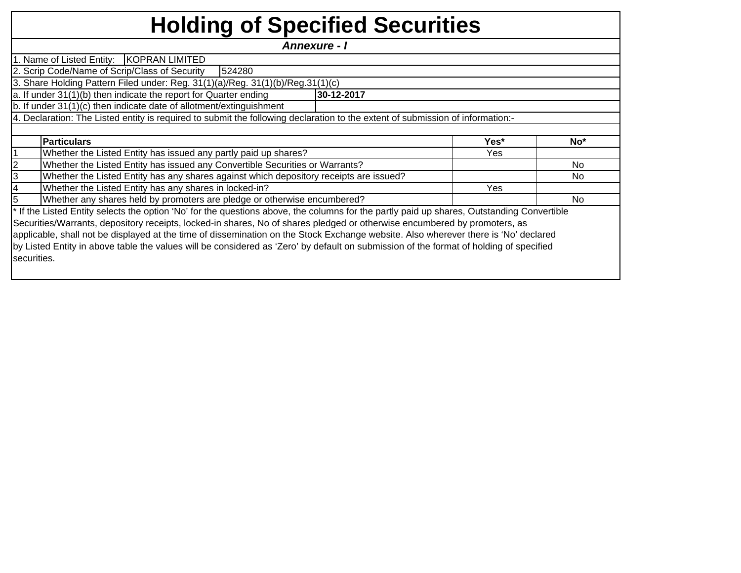# Holding of Specified Securities

***Annexure - I***

1. Name of Listed Entity: KOPRAN LIMITED

2. Scrip Code/Name of Scrip/Class of Security 524280

3. Share Holding Pattern Filed under: Reg. 31(1)(a)/Reg. 31(1)(b)/Reg.31(1)(c)

a. If under 31(1)(b) then indicate the report for Quarter ending **30-12-2017**

b. If under 31(1)(c) then indicate date of allotment/extinguishment

4. Declaration: The Listed entity is required to submit the following declaration to the extent of submission of information:-

| | **Particulars** | **Yes*** | **No*** |
|---|---|---|---|
| 1 | Whether the Listed Entity has issued any partly paid up shares? | Yes | |
| 2 | Whether the Listed Entity has issued any Convertible Securities or Warrants? | | No |
| 3 | Whether the Listed Entity has any shares against which depository receipts are issued? | | No |
| 4 | Whether the Listed Entity has any shares in locked-in? | Yes | |
| 5 | Whether any shares held by promoters are pledge or otherwise encumbered? | | No |

* If the Listed Entity selects the option 'No' for the questions above, the columns for the partly paid up shares, Outstanding Convertible Securities/Warrants, depository receipts, locked-in shares, No of shares pledged or otherwise encumbered by promoters, as applicable, shall not be displayed at the time of dissemination on the Stock Exchange website. Also wherever there is 'No' declared by Listed Entity in above table the values will be considered as 'Zero' by default on submission of the format of holding of specified securities.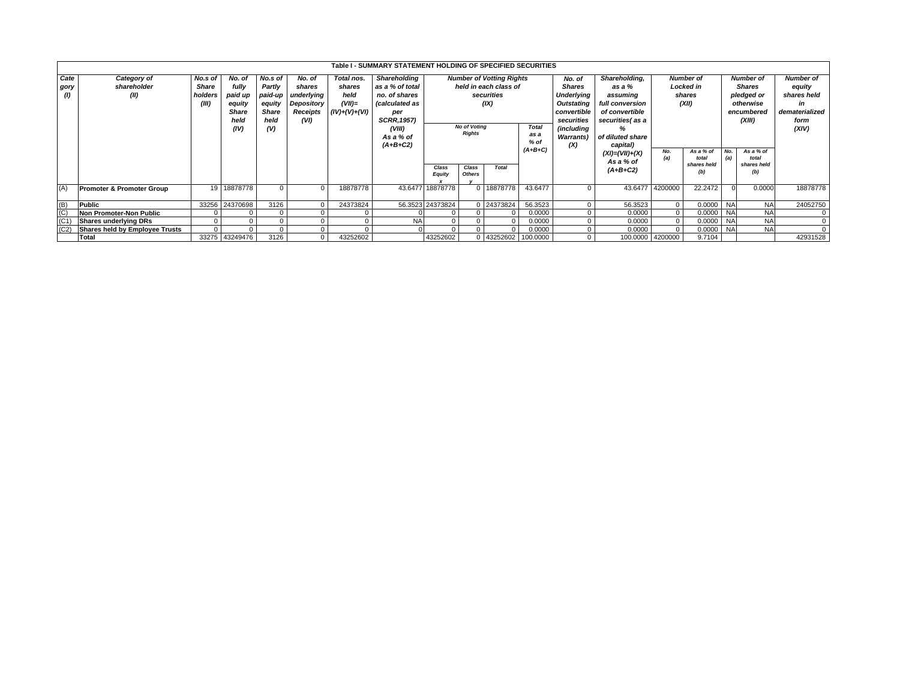**Table I - SUMMARY STATEMENT HOLDING OF SPECIFIED SECURITIES**

| Category (I) | Category of shareholder (II) | No.s of Share holders (III) | No. of fully paid up equity Share held (IV) | No.s of Partly paid-up equity Share held (V) | No. of shares underlying Depository Receipts (VI) | Total nos. shares held (VII)= (IV)+(V)+(VI) | Shareholding as a % of total no. of shares (calculated as per SCRR,1957) (VIII) As a % of (A+B+C2) | Number of Votting Rights held in each class of securities (IX) | | | | No. of Shares Underlying Outstating convertible securities (including Warrants) (X) | Shareholding, as a % assuming full conversion of convertible securities( as a % of diluted share capital) (XI)=(VII)+(X) As a % of (A+B+C2) | Number of Locked in shares (XII) | | Number of Shares pledged or otherwise encumbered (XIII) | | Number of equity shares held in dematerialized form (XIV) |
|---|---|---|---|---|---|---|---|---|---|---|---|---|---|---|---|---|---|---|
| | | | | | | | | No of Voting Rights | | | Total as a % of (A+B+C) | | | No. (a) | As a % of total shares held (b) | No. (a) | As a % of total shares held (b) | |
| | | | | | | | | Class Equity x | Class Others y | Total | | | | | | | | |
| (A) | **Promoter & Promoter Group** | 19 | 18878778 | 0 | 0 | 18878778 | 43.6477 | 18878778 | 0 | 18878778 | 43.6477 | 0 | 43.6477 | 4200000 | 22.2472 | 0 | 0.0000 | 18878778 |
| (B) | **Public** | 33256 | 24370698 | 3126 | 0 | 24373824 | 56.3523 | 24373824 | 0 | 24373824 | 56.3523 | 0 | 56.3523 | 0 | 0.0000 | NA | NA | 24052750 |
| (C) | **Non Promoter-Non Public** | 0 | 0 | 0 | 0 | 0 | 0 | 0 | 0 | 0 | 0.0000 | 0 | 0.0000 | 0 | 0.0000 | NA | NA | 0 |
| (C1) | **Shares underlying DRs** | 0 | 0 | 0 | 0 | 0 | NA | 0 | 0 | 0 | 0.0000 | 0 | 0.0000 | 0 | 0.0000 | NA | NA | 0 |
| (C2) | **Shares held by Employee Trusts** | 0 | 0 | 0 | 0 | 0 | 0 | 0 | 0 | 0 | 0.0000 | 0 | 0.0000 | 0 | 0.0000 | NA | NA | 0 |
| | **Total** | 33275 | 43249476 | 3126 | 0 | 43252602 | | 43252602 | 0 | 43252602 | 100.0000 | 0 | 100.0000 | 4200000 | 9.7104 | | | 42931528 |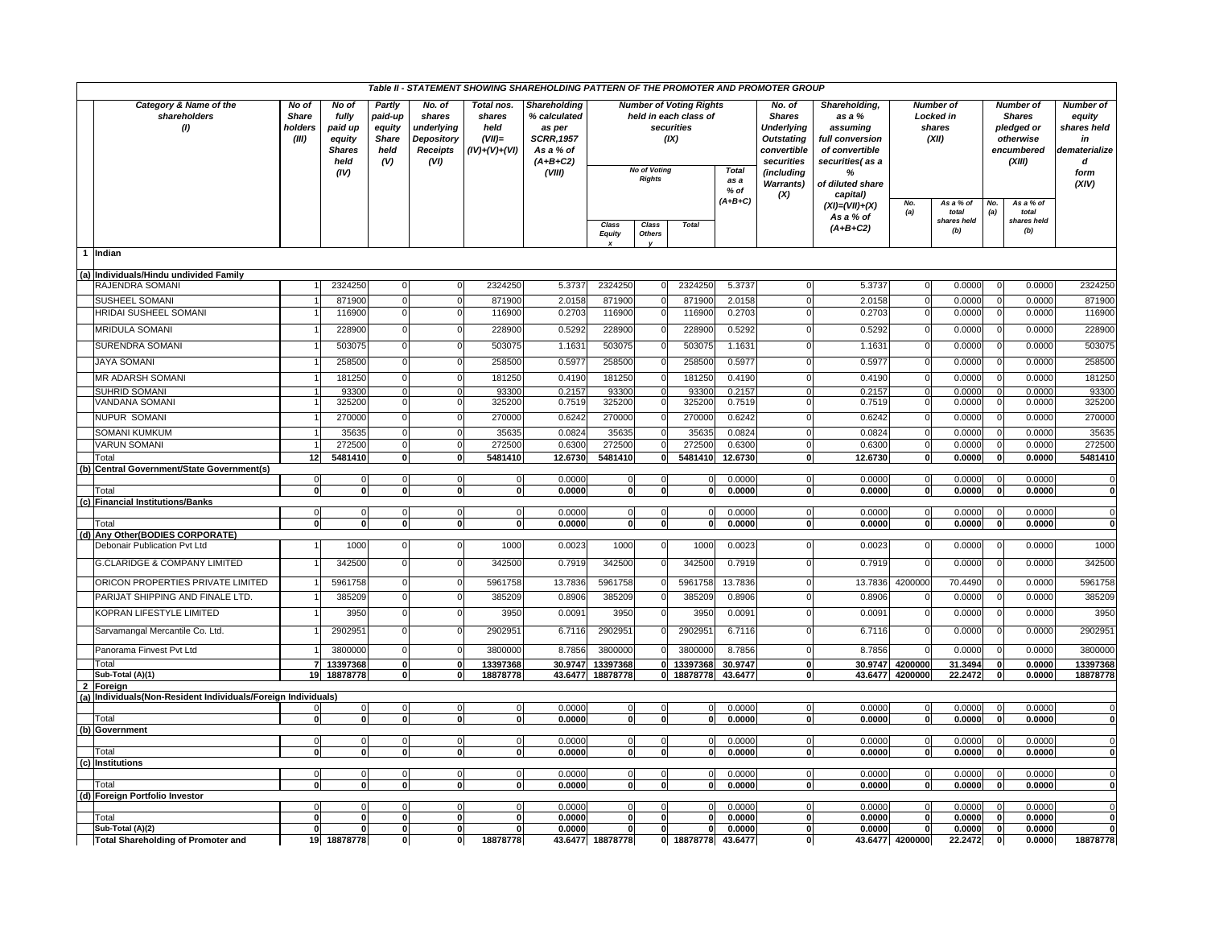### Table II - STATEMENT SHOWING SHAREHOLDING PATTERN OF THE PROMOTER AND PROMOTER GROUP

| | Category & Name of the shareholders (I) | No of Share holders (III) | No of fully paid up equity Shares held (IV) | Partly paid-up equity Share held (V) | No. of shares underlying Depository Receipts (VI) | Total nos. shares held (VII)= (IV)+(V)+(VI) | Shareholding % calculated as per SCRR,1957 As a % of (A+B+C2) (VIII) | Number of Voting Rights held in each class of securities (IX) | | | | No. of Shares Underlying Outstating convertible securities (including Warrants) (X) | Shareholding, as a % assuming full conversion of convertible securities( as a % of diluted share capital) (XI)=(VII)+(X) As a % of (A+B+C2) | Number of Locked in shares (XII) | | Number of Shares pledged or otherwise encumbered (XIII) | | Number of equity shares held in dematerialized form (XIV) |
|---|---|---|---|---|---|---|---|---|---|---|---|---|---|---|---|---|---|---|
| | | | | | | | | No of Voting Rights | | | Total as a % of (A+B+C) | | | No. (a) | As a % of total shares held (b) | No. (a) | As a % of total shares held (b) | |
| | | | | | | | | Class Equity x | Class Others y | Total | | | | | | | | |
| 1 | Indian | | | | | | | | | | | | | | | | | |
| (a) | Individuals/Hindu undivided Family | | | | | | | | | | | | | | | | | |
| | RAJENDRA SOMANI | 1 | 2324250 | 0 | 0 | 2324250 | 5.3737 | 2324250 | 0 | 2324250 | 5.3737 | 0 | 5.3737 | 0 | 0.0000 | 0 | 0.0000 | 2324250 |
| | SUSHEEL SOMANI | 1 | 871900 | 0 | 0 | 871900 | 2.0158 | 871900 | 0 | 871900 | 2.0158 | 0 | 2.0158 | 0 | 0.0000 | 0 | 0.0000 | 871900 |
| | HRIDAI SUSHEEL SOMANI | 1 | 116900 | 0 | 0 | 116900 | 0.2703 | 116900 | 0 | 116900 | 0.2703 | 0 | 0.2703 | 0 | 0.0000 | 0 | 0.0000 | 116900 |
| | MRIDULA SOMANI | 1 | 228900 | 0 | 0 | 228900 | 0.5292 | 228900 | 0 | 228900 | 0.5292 | 0 | 0.5292 | 0 | 0.0000 | 0 | 0.0000 | 228900 |
| | SURENDRA SOMANI | 1 | 503075 | 0 | 0 | 503075 | 1.1631 | 503075 | 0 | 503075 | 1.1631 | 0 | 1.1631 | 0 | 0.0000 | 0 | 0.0000 | 503075 |
| | JAYA SOMANI | 1 | 258500 | 0 | 0 | 258500 | 0.5977 | 258500 | 0 | 258500 | 0.5977 | 0 | 0.5977 | 0 | 0.0000 | 0 | 0.0000 | 258500 |
| | MR ADARSH SOMANI | 1 | 181250 | 0 | 0 | 181250 | 0.4190 | 181250 | 0 | 181250 | 0.4190 | 0 | 0.4190 | 0 | 0.0000 | 0 | 0.0000 | 181250 |
| | SUHRID SOMANI | 1 | 93300 | 0 | 0 | 93300 | 0.2157 | 93300 | 0 | 93300 | 0.2157 | 0 | 0.2157 | 0 | 0.0000 | 0 | 0.0000 | 93300 |
| | VANDANA SOMANI | 1 | 325200 | 0 | 0 | 325200 | 0.7519 | 325200 | 0 | 325200 | 0.7519 | 0 | 0.7519 | 0 | 0.0000 | 0 | 0.0000 | 325200 |
| | NUPUR SOMANI | 1 | 270000 | 0 | 0 | 270000 | 0.6242 | 270000 | 0 | 270000 | 0.6242 | 0 | 0.6242 | 0 | 0.0000 | 0 | 0.0000 | 270000 |
| | SOMANI KUMKUM | 1 | 35635 | 0 | 0 | 35635 | 0.0824 | 35635 | 0 | 35635 | 0.0824 | 0 | 0.0824 | 0 | 0.0000 | 0 | 0.0000 | 35635 |
| | VARUN SOMANI | 1 | 272500 | 0 | 0 | 272500 | 0.6300 | 272500 | 0 | 272500 | 0.6300 | 0 | 0.6300 | 0 | 0.0000 | 0 | 0.0000 | 272500 |
| | Total | **12** | **5481410** | **0** | **0** | **5481410** | **12.6730** | **5481410** | **0** | **5481410** | **12.6730** | **0** | **12.6730** | **0** | **0.0000** | **0** | **0.0000** | **5481410** |
| (b) | Central Government/State Government(s) | | | | | | | | | | | | | | | | | |
| | | 0 | 0 | 0 | 0 | 0 | 0.0000 | 0 | 0 | 0 | 0.0000 | 0 | 0.0000 | 0 | 0.0000 | 0 | 0.0000 | 0 |
| | Total | **0** | **0** | **0** | **0** | **0** | **0.0000** | **0** | **0** | **0** | **0.0000** | **0** | **0.0000** | **0** | **0.0000** | **0** | **0.0000** | **0** |
| (c) | Financial Institutions/Banks | | | | | | | | | | | | | | | | | |
| | | 0 | 0 | 0 | 0 | 0 | 0.0000 | 0 | 0 | 0 | 0.0000 | 0 | 0.0000 | 0 | 0.0000 | 0 | 0.0000 | 0 |
| | Total | **0** | **0** | **0** | **0** | **0** | **0.0000** | **0** | **0** | **0** | **0.0000** | **0** | **0.0000** | **0** | **0.0000** | **0** | **0.0000** | **0** |
| (d) | Any Other(BODIES CORPORATE) | | | | | | | | | | | | | | | | | |
| | Debonair Publication Pvt Ltd | 1 | 1000 | 0 | 0 | 1000 | 0.0023 | 1000 | 0 | 1000 | 0.0023 | 0 | 0.0023 | 0 | 0.0000 | 0 | 0.0000 | 1000 |
| | G.CLARIDGE & COMPANY LIMITED | 1 | 342500 | 0 | 0 | 342500 | 0.7919 | 342500 | 0 | 342500 | 0.7919 | 0 | 0.7919 | 0 | 0.0000 | 0 | 0.0000 | 342500 |
| | ORICON PROPERTIES PRIVATE LIMITED | 1 | 5961758 | 0 | 0 | 5961758 | 13.7836 | 5961758 | 0 | 5961758 | 13.7836 | 0 | 13.7836 | 4200000 | 70.4490 | 0 | 0.0000 | 5961758 |
| | PARIJAT SHIPPING AND FINALE LTD. | 1 | 385209 | 0 | 0 | 385209 | 0.8906 | 385209 | 0 | 385209 | 0.8906 | 0 | 0.8906 | 0 | 0.0000 | 0 | 0.0000 | 385209 |
| | KOPRAN LIFESTYLE LIMITED | 1 | 3950 | 0 | 0 | 3950 | 0.0091 | 3950 | 0 | 3950 | 0.0091 | 0 | 0.0091 | 0 | 0.0000 | 0 | 0.0000 | 3950 |
| | Sarvamangal Mercantile Co. Ltd. | 1 | 2902951 | 0 | 0 | 2902951 | 6.7116 | 2902951 | 0 | 2902951 | 6.7116 | 0 | 6.7116 | 0 | 0.0000 | 0 | 0.0000 | 2902951 |
| | Panorama Finvest Pvt Ltd | 1 | 3800000 | 0 | 0 | 3800000 | 8.7856 | 3800000 | 0 | 3800000 | 8.7856 | 0 | 8.7856 | 0 | 0.0000 | 0 | 0.0000 | 3800000 |
| | Total | **7** | **13397368** | **0** | **0** | **13397368** | **30.9747** | **13397368** | **0** | **13397368** | **30.9747** | **0** | **30.9747** | **4200000** | **31.3494** | **0** | **0.0000** | **13397368** |
| | Sub-Total (A)(1) | **19** | **18878778** | **0** | **0** | **18878778** | **43.6477** | **18878778** | **0** | **18878778** | **43.6477** | **0** | **43.6477** | **4200000** | **22.2472** | **0** | **0.0000** | **18878778** |
| 2 | Foreign | | | | | | | | | | | | | | | | | |
| (a) | Individuals(Non-Resident Individuals/Foreign Individuals) | | | | | | | | | | | | | | | | | |
| | | 0 | 0 | 0 | 0 | 0 | 0.0000 | 0 | 0 | 0 | 0.0000 | 0 | 0.0000 | 0 | 0.0000 | 0 | 0.0000 | 0 |
| | Total | **0** | **0** | **0** | **0** | **0** | **0.0000** | **0** | **0** | **0** | **0.0000** | **0** | **0.0000** | **0** | **0.0000** | **0** | **0.0000** | **0** |
| (b) | Government | | | | | | | | | | | | | | | | | |
| | | 0 | 0 | 0 | 0 | 0 | 0.0000 | 0 | 0 | 0 | 0.0000 | 0 | 0.0000 | 0 | 0.0000 | 0 | 0.0000 | 0 |
| | Total | **0** | **0** | **0** | **0** | **0** | **0.0000** | **0** | **0** | **0** | **0.0000** | **0** | **0.0000** | **0** | **0.0000** | **0** | **0.0000** | **0** |
| (c) | Institutions | | | | | | | | | | | | | | | | | |
| | | 0 | 0 | 0 | 0 | 0 | 0.0000 | 0 | 0 | 0 | 0.0000 | 0 | 0.0000 | 0 | 0.0000 | 0 | 0.0000 | 0 |
| | Total | **0** | **0** | **0** | **0** | **0** | **0.0000** | **0** | **0** | **0** | **0.0000** | **0** | **0.0000** | **0** | **0.0000** | **0** | **0.0000** | **0** |
| (d) | Foreign Portfolio Investor | | | | | | | | | | | | | | | | | |
| | | 0 | 0 | 0 | 0 | 0 | 0.0000 | 0 | 0 | 0 | 0.0000 | 0 | 0.0000 | 0 | 0.0000 | 0 | 0.0000 | 0 |
| | Total | **0** | **0** | **0** | **0** | **0** | **0.0000** | **0** | **0** | **0** | **0.0000** | **0** | **0.0000** | **0** | **0.0000** | **0** | **0.0000** | **0** |
| | Sub-Total (A)(2) | **0** | **0** | **0** | **0** | **0** | **0.0000** | **0** | **0** | **0** | **0.0000** | **0** | **0.0000** | **0** | **0.0000** | **0** | **0.0000** | **0** |
| | **Total Shareholding of Promoter and** | **19** | **18878778** | **0** | **0** | **18878778** | **43.6477** | **18878778** | **0** | **18878778** | **43.6477** | **0** | **43.6477** | **4200000** | **22.2472** | **0** | **0.0000** | **18878778** |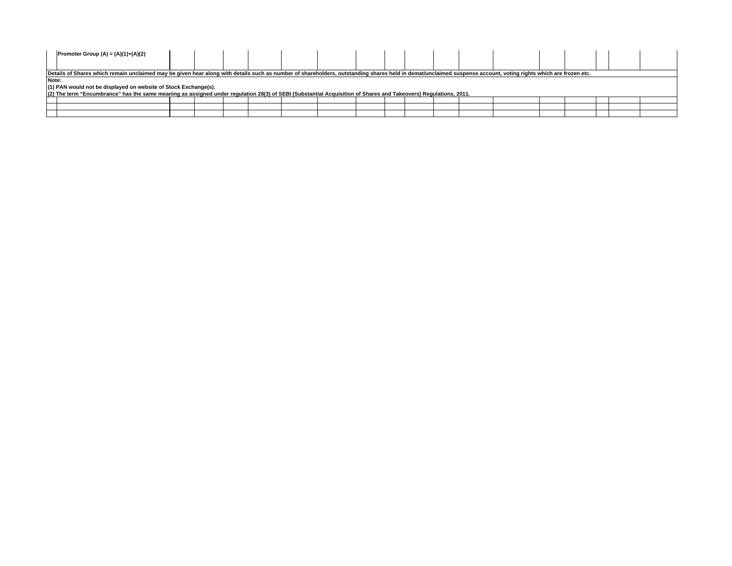|  | Promoter Group (A) = (A)(1)+(A)(2) |  |  |  |  |  |  |  |  |  |  |  |  |  |  |  |  |
|---|---|---|---|---|---|---|---|---|---|---|---|---|---|---|---|---|---|

**Details of Shares which remain unclaimed may be given hear along with details such as number of shareholders, outstanding shares held in demat/unclaimed suspense account, voting rights which are frozen etc.**

**Note:**

**(1) PAN would not be displayed on website of Stock Exchange(s).**

**(2) The term “Encumbrance” has the same meaning as assigned under regulation 28(3) of SEBI (Substantial Acquisition of Shares and Takeovers) Regulations, 2011.**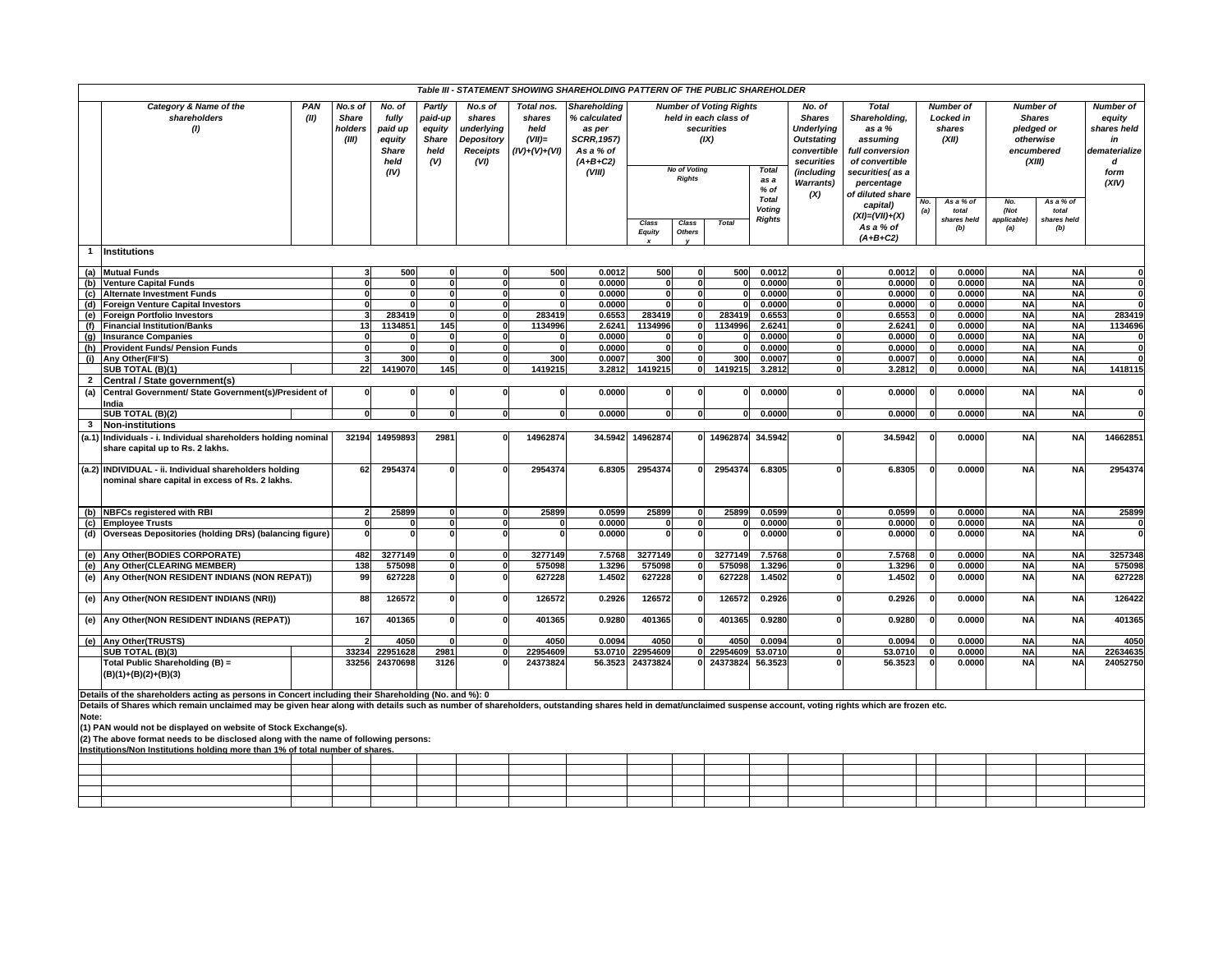**Table III - STATEMENT SHOWING SHAREHOLDING PATTERN OF THE PUBLIC SHAREHOLDER**

| | Category & Name of the shareholders (I) | PAN (II) | No.s of Share holders (III) | No. of fully paid up equity Share held (IV) | Partly paid-up equity Share held (V) | No.s of shares underlying Depository Receipts (VI) | Total nos. shares held (VII)= (IV)+(V)+(VI) | Shareholding % calculated as per SCRR,1957) As a % of (A+B+C2) (VIII) | Number of Voting Rights held in each class of securities (IX) | | | | No. of Shares Underlying Outstating convertible securities (including Warrants) (X) | Total Shareholding, as a % assuming full conversion of convertible securities( as a percentage of diluted share capital) (XI)=(VII)+(X) As a % of (A+B+C2) | Number of Locked in shares (XII) | | Number of Shares pledged or otherwise encumbered (XIII) | | Number of equity shares held in dematerialized form (XIV) |
|---|---|---|---|---|---|---|---|---|---|---|---|---|---|---|---|---|---|---|---|
| | | | | | | | | | No of Voting Rights | | | Total as a % of Total Voting Rights | | | No. (a) | As a % of total shares held (b) | No. (Not applicable) (a) | As a % of total shares held (b) | |
| | | | | | | | | | Class Equity x | Class Others y | Total | | | | | | | | |
| 1 | Institutions | | | | | | | | | | | | | | | | | | |
| (a) | Mutual Funds | | 3 | 500 | 0 | 0 | 500 | 0.0012 | 500 | 0 | 500 | 0.0012 | 0 | 0.0012 | 0 | 0.0000 | NA | NA | 0 |
| (b) | Venture Capital Funds | | 0 | 0 | 0 | 0 | 0 | 0.0000 | 0 | 0 | 0 | 0.0000 | 0 | 0.0000 | 0 | 0.0000 | NA | NA | 0 |
| (c) | Alternate Investment Funds | | 0 | 0 | 0 | 0 | 0 | 0.0000 | 0 | 0 | 0 | 0.0000 | 0 | 0.0000 | 0 | 0.0000 | NA | NA | 0 |
| (d) | Foreign Venture Capital Investors | | 0 | 0 | 0 | 0 | 0 | 0.0000 | 0 | 0 | 0 | 0.0000 | 0 | 0.0000 | 0 | 0.0000 | NA | NA | 0 |
| (e) | Foreign Portfolio Investors | | 3 | 283419 | 0 | 0 | 283419 | 0.6553 | 283419 | 0 | 283419 | 0.6553 | 0 | 0.6553 | 0 | 0.0000 | NA | NA | 283419 |
| (f) | Financial Institution/Banks | | 13 | 1134851 | 145 | 0 | 1134996 | 2.6241 | 1134996 | 0 | 1134996 | 2.6241 | 0 | 2.6241 | 0 | 0.0000 | NA | NA | 1134696 |
| (g) | Insurance Companies | | 0 | 0 | 0 | 0 | 0 | 0.0000 | 0 | 0 | 0 | 0.0000 | 0 | 0.0000 | 0 | 0.0000 | NA | NA | 0 |
| (h) | Provident Funds/ Pension Funds | | 0 | 0 | 0 | 0 | 0 | 0.0000 | 0 | 0 | 0 | 0.0000 | 0 | 0.0000 | 0 | 0.0000 | NA | NA | 0 |
| (i) | Any Other(FII'S) | | 3 | 300 | 0 | 0 | 300 | 0.0007 | 300 | 0 | 300 | 0.0007 | 0 | 0.0007 | 0 | 0.0000 | NA | NA | 0 |
| | SUB TOTAL (B)(1) | | 22 | 1419070 | 145 | 0 | 1419215 | 3.2812 | 1419215 | 0 | 1419215 | 3.2812 | 0 | 3.2812 | 0 | 0.0000 | NA | NA | 1418115 |
| 2 | Central / State government(s) | | | | | | | | | | | | | | | | | | |
| (a) | Central Government/ State Government(s)/President of India | | 0 | 0 | 0 | 0 | 0 | 0.0000 | 0 | 0 | 0 | 0.0000 | 0 | 0.0000 | 0 | 0.0000 | NA | NA | 0 |
| | SUB TOTAL (B)(2) | | 0 | 0 | 0 | 0 | 0 | 0.0000 | 0 | 0 | 0 | 0.0000 | 0 | 0.0000 | 0 | 0.0000 | NA | NA | 0 |
| 3 | Non-institutions | | | | | | | | | | | | | | | | | | |
| (a.1) | Individuals - i. Individual shareholders holding nominal share capital up to Rs. 2 lakhs. | | 32194 | 14959893 | 2981 | 0 | 14962874 | 34.5942 | 14962874 | 0 | 14962874 | 34.5942 | 0 | 34.5942 | 0 | 0.0000 | NA | NA | 14662851 |
| (a.2) | INDIVIDUAL - ii. Individual shareholders holding nominal share capital in excess of Rs. 2 lakhs. | | 62 | 2954374 | 0 | 0 | 2954374 | 6.8305 | 2954374 | 0 | 2954374 | 6.8305 | 0 | 6.8305 | 0 | 0.0000 | NA | NA | 2954374 |
| (b) | NBFCs registered with RBI | | 2 | 25899 | 0 | 0 | 25899 | 0.0599 | 25899 | 0 | 25899 | 0.0599 | 0 | 0.0599 | 0 | 0.0000 | NA | NA | 25899 |
| (c) | Employee Trusts | | 0 | 0 | 0 | 0 | 0 | 0.0000 | 0 | 0 | 0 | 0.0000 | 0 | 0.0000 | 0 | 0.0000 | NA | NA | 0 |
| (d) | Overseas Depositories (holding DRs) (balancing figure) | | 0 | 0 | 0 | 0 | 0 | 0.0000 | 0 | 0 | 0 | 0.0000 | 0 | 0.0000 | 0 | 0.0000 | NA | NA | 0 |
| (e) | Any Other(BODIES CORPORATE) | | 482 | 3277149 | 0 | 0 | 3277149 | 7.5768 | 3277149 | 0 | 3277149 | 7.5768 | 0 | 7.5768 | 0 | 0.0000 | NA | NA | 3257348 |
| (e) | Any Other(CLEARING MEMBER) | | 138 | 575098 | 0 | 0 | 575098 | 1.3296 | 575098 | 0 | 575098 | 1.3296 | 0 | 1.3296 | 0 | 0.0000 | NA | NA | 575098 |
| (e) | Any Other(NON RESIDENT INDIANS (NON REPAT)) | | 99 | 627228 | 0 | 0 | 627228 | 1.4502 | 627228 | 0 | 627228 | 1.4502 | 0 | 1.4502 | 0 | 0.0000 | NA | NA | 627228 |
| (e) | Any Other(NON RESIDENT INDIANS (NRI)) | | 88 | 126572 | 0 | 0 | 126572 | 0.2926 | 126572 | 0 | 126572 | 0.2926 | 0 | 0.2926 | 0 | 0.0000 | NA | NA | 126422 |
| (e) | Any Other(NON RESIDENT INDIANS (REPAT)) | | 167 | 401365 | 0 | 0 | 401365 | 0.9280 | 401365 | 0 | 401365 | 0.9280 | 0 | 0.9280 | 0 | 0.0000 | NA | NA | 401365 |
| (e) | Any Other(TRUSTS) | | 2 | 4050 | 0 | 0 | 4050 | 0.0094 | 4050 | 0 | 4050 | 0.0094 | 0 | 0.0094 | 0 | 0.0000 | NA | NA | 4050 |
| | SUB TOTAL (B)(3) | | 33234 | 22951628 | 2981 | 0 | 22954609 | 53.0710 | 22954609 | 0 | 22954609 | 53.0710 | 0 | 53.0710 | 0 | 0.0000 | NA | NA | 22634635 |
| | Total Public Shareholding (B) = (B)(1)+(B)(2)+(B)(3) | | 33256 | 24370698 | 3126 | 0 | 24373824 | 56.3523 | 24373824 | 0 | 24373824 | 56.3523 | 0 | 56.3523 | 0 | 0.0000 | NA | NA | 24052750 |

**Details of the shareholders acting as persons in Concert including their Shareholding (No. and %): 0**

**Details of Shares which remain unclaimed may be given hear along with details such as number of shareholders, outstanding shares held in demat/unclaimed suspense account, voting rights which are frozen etc.**

**Note:**

**(1) PAN would not be displayed on website of Stock Exchange(s).**

**(2) The above format needs to be disclosed along with the name of following persons:**

**Institutions/Non Institutions holding more than 1% of total number of shares.**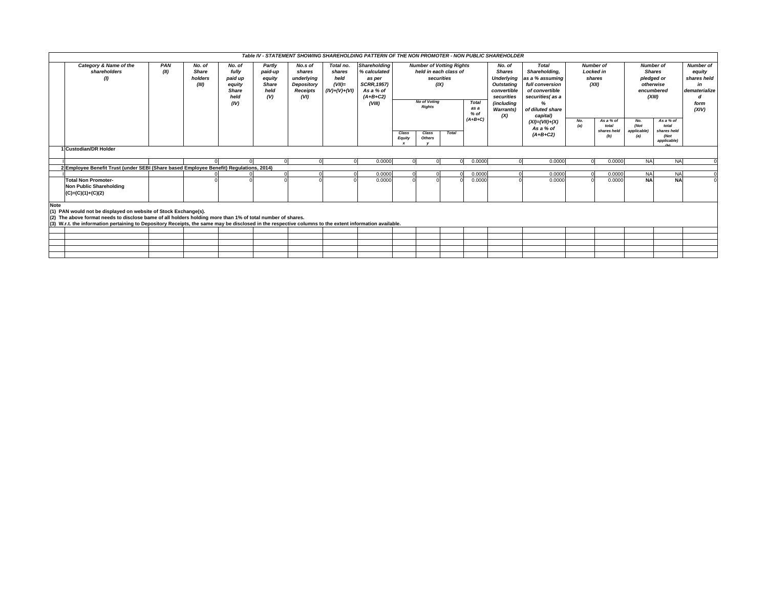**Table IV - STATEMENT SHOWING SHAREHOLDING PATTERN OF THE NON PROMOTER - NON PUBLIC SHAREHOLDER**

| | Category & Name of the shareholders (I) | PAN (II) | No. of Share holders (III) | No. of fully paid up equity Share held (IV) | Partly paid-up equity Share held (V) | No.s of shares underlying Depository Receipts (VI) | Total no. shares held (VII)= (IV)+(V)+(VI) | Shareholding % calculated as per SCRR,1957) As a % of (A+B+C2) (VIII) | Number of Votting Rights held in each class of securities (IX) | | | | No. of Shares Underlying Outstating convertible securities (including Warrants) (X) | Total Shareholding, as a % assuming full conversion of convertible securities( as a % of diluted share capital) (XI)=(VII)+(X) As a % of (A+B+C2) | Number of Locked in shares (XII) | | Number of Shares pledged or otherwise encumbered (XIII) | | Number of equity shares held in dematerialized form (XIV) |
|---|---|---|---|---|---|---|---|---|---|---|---|---|---|---|---|---|---|---|---|
| | | | | | | | | | No of Voting Rights | | | Total as a % of (A+B+C) | | | No. (a) | As a % of total shares held (b) | No. (Not applicable) (a) | As a % of total shares held (Not applicable) (b) | |
| | | | | | | | | | Class Equity x | Class Others y | Total | | | | | | | | |
| 1 | Custodian/DR Holder | | | | | | | | | | | | | | | | | | |
| I | | | 0 | 0 | 0 | 0 | 0 | 0.0000 | 0 | 0 | 0 | 0.0000 | 0 | 0.0000 | 0 | 0.0000 | NA | NA | 0 |
| 2 | Employee Benefit Trust (under SEBI (Share based Employee Benefit) Regulations, 2014) | | | | | | | | | | | | | | | | | | |
| I | | | 0 | 0 | 0 | 0 | 0 | 0.0000 | 0 | 0 | 0 | 0.0000 | 0 | 0.0000 | 0 | 0.0000 | NA | NA | 0 |
| | **Total Non Promoter- Non Public Shareholding (C)=(C)(1)+(C)(2)** | | 0 | 0 | 0 | 0 | 0 | 0.0000 | 0 | 0 | 0 | 0.0000 | 0 | 0.0000 | 0 | 0.0000 | **NA** | **NA** | 0 |

**Note**

(1) PAN would not be displayed on website of Stock Exchange(s).

(2) The above format needs to disclose bame of all holders holding more than 1% of total number of shares.

(3) W.r.t. the information pertaining to Depository Receipts, the same may be disclosed in the respective columns to the extent information available.